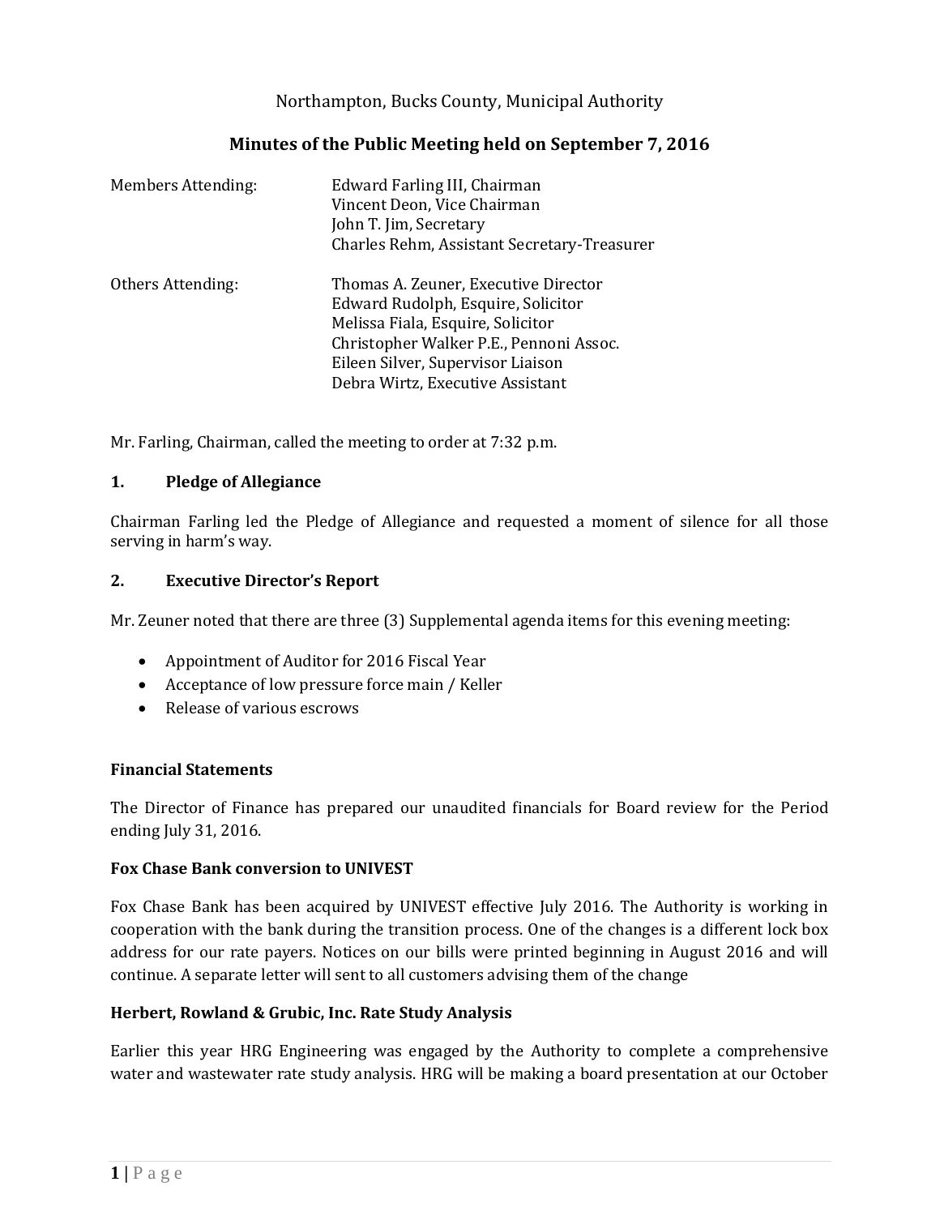Northampton, Bucks County, Municipal Authority

# Minutes of the Public Meeting held on September 7, 2016

| | |
|---|---|
| Members Attending: | Edward Farling III, Chairman<br>Vincent Deon, Vice Chairman<br>John T. Jim, Secretary<br>Charles Rehm, Assistant Secretary-Treasurer |
| Others Attending: | Thomas A. Zeuner, Executive Director<br>Edward Rudolph, Esquire, Solicitor<br>Melissa Fiala, Esquire, Solicitor<br>Christopher Walker P.E., Pennoni Assoc.<br>Eileen Silver, Supervisor Liaison<br>Debra Wirtz, Executive Assistant |

Mr. Farling, Chairman, called the meeting to order at 7:32 p.m.

## 1. Pledge of Allegiance

Chairman Farling led the Pledge of Allegiance and requested a moment of silence for all those serving in harm's way.

## 2. Executive Director's Report

Mr. Zeuner noted that there are three (3) Supplemental agenda items for this evening meeting:

- Appointment of Auditor for 2016 Fiscal Year
- Acceptance of low pressure force main / Keller
- Release of various escrows

**Financial Statements**

The Director of Finance has prepared our unaudited financials for Board review for the Period ending July 31, 2016.

**Fox Chase Bank conversion to UNIVEST**

Fox Chase Bank has been acquired by UNIVEST effective July 2016. The Authority is working in cooperation with the bank during the transition process. One of the changes is a different lock box address for our rate payers. Notices on our bills were printed beginning in August 2016 and will continue. A separate letter will sent to all customers advising them of the change

**Herbert, Rowland & Grubic, Inc. Rate Study Analysis**

Earlier this year HRG Engineering was engaged by the Authority to complete a comprehensive water and wastewater rate study analysis. HRG will be making a board presentation at our October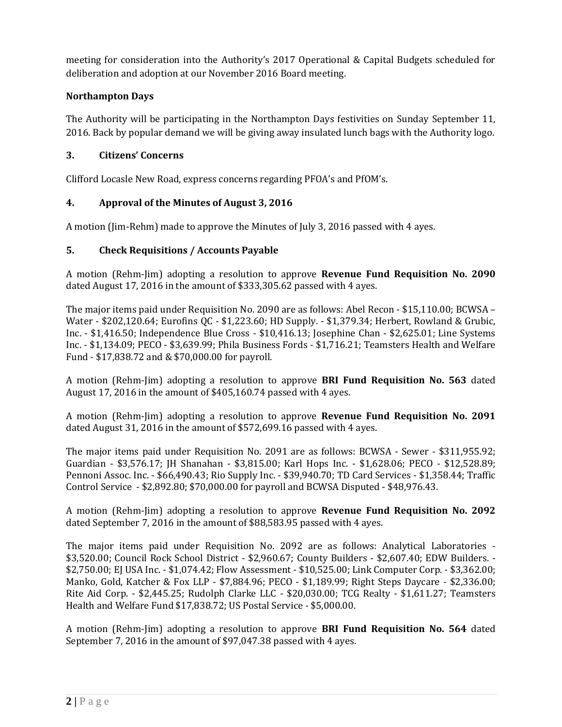meeting for consideration into the Authority's 2017 Operational & Capital Budgets scheduled for deliberation and adoption at our November 2016 Board meeting.

**Northampton Days**

The Authority will be participating in the Northampton Days festivities on Sunday September 11, 2016. Back by popular demand we will be giving away insulated lunch bags with the Authority logo.

### 3. Citizens' Concerns

Clifford Locasle New Road, express concerns regarding PFOA's and PfOM's.

### 4. Approval of the Minutes of August 3, 2016

A motion (Jim-Rehm) made to approve the Minutes of July 3, 2016 passed with 4 ayes.

### 5. Check Requisitions / Accounts Payable

A motion (Rehm-Jim) adopting a resolution to approve **Revenue Fund Requisition No. 2090** dated August 17, 2016 in the amount of $333,305.62 passed with 4 ayes.

The major items paid under Requisition No. 2090 are as follows: Abel Recon - $15,110.00; BCWSA – Water - $202,120.64; Eurofins QC - $1,223.60; HD Supply. - $1,379.34; Herbert, Rowland & Grubic, Inc. - $1,416.50; Independence Blue Cross - $10,416.13; Josephine Chan - $2,625.01; Line Systems Inc. - $1,134.09; PECO - $3,639.99; Phila Business Fords - $1,716.21; Teamsters Health and Welfare Fund - $17,838.72 and & $70,000.00 for payroll.

A motion (Rehm-Jim) adopting a resolution to approve **BRI Fund Requisition No. 563** dated August 17, 2016 in the amount of $405,160.74 passed with 4 ayes.

A motion (Rehm-Jim) adopting a resolution to approve **Revenue Fund Requisition No. 2091** dated August 31, 2016 in the amount of $572,699.16 passed with 4 ayes.

The major items paid under Requisition No. 2091 are as follows: BCWSA - Sewer - $311,955.92; Guardian - $3,576.17; JH Shanahan - $3,815.00; Karl Hops Inc. - $1,628.06; PECO - $12,528.89; Pennoni Assoc. Inc. - $66,490.43; Rio Supply Inc. - $39,940.70; TD Card Services - $1,358.44; Traffic Control Service - $2,892.80; $70,000.00 for payroll and BCWSA Disputed - $48,976.43.

A motion (Rehm-Jim) adopting a resolution to approve **Revenue Fund Requisition No. 2092** dated September 7, 2016 in the amount of $88,583.95 passed with 4 ayes.

The major items paid under Requisition No. 2092 are as follows: Analytical Laboratories - $3,520.00; Council Rock School District - $2,960.67; County Builders - $2,607.40; EDW Builders. - $2,750.00; EJ USA Inc. - $1,074.42; Flow Assessment - $10,525.00; Link Computer Corp. - $3,362.00; Manko, Gold, Katcher & Fox LLP - $7,884.96; PECO - $1,189.99; Right Steps Daycare - $2,336.00; Rite Aid Corp. - $2,445.25; Rudolph Clarke LLC - $20,030.00; TCG Realty - $1,611.27; Teamsters Health and Welfare Fund $17,838.72; US Postal Service - $5,000.00.

A motion (Rehm-Jim) adopting a resolution to approve **BRI Fund Requisition No. 564** dated September 7, 2016 in the amount of $97,047.38 passed with 4 ayes.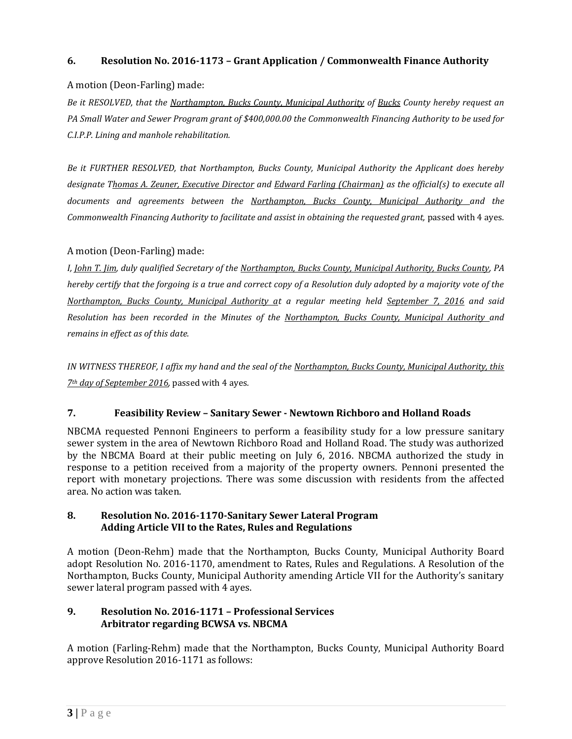### 6. Resolution No. 2016-1173 – Grant Application / Commonwealth Finance Authority

A motion (Deon-Farling) made:

*Be it RESOLVED, that the Northampton, Bucks County, Municipal Authority of Bucks County hereby request an PA Small Water and Sewer Program grant of $400,000.00 the Commonwealth Financing Authority to be used for C.I.P.P. Lining and manhole rehabilitation.*

*Be it FURTHER RESOLVED, that Northampton, Bucks County, Municipal Authority the Applicant does hereby designate Thomas A. Zeuner, Executive Director and Edward Farling (Chairman) as the official(s) to execute all documents and agreements between the Northampton, Bucks County, Municipal Authority and the Commonwealth Financing Authority to facilitate and assist in obtaining the requested grant,* passed with 4 ayes.

A motion (Deon-Farling) made:

*I, John T. Jim, duly qualified Secretary of the Northampton, Bucks County, Municipal Authority, Bucks County, PA hereby certify that the forgoing is a true and correct copy of a Resolution duly adopted by a majority vote of the Northampton, Bucks County, Municipal Authority at a regular meeting held September 7, 2016 and said Resolution has been recorded in the Minutes of the Northampton, Bucks County, Municipal Authority and remains in effect as of this date.*

*IN WITNESS THEREOF, I affix my hand and the seal of the Northampton, Bucks County, Municipal Authority, this 7th day of September 2016*, passed with 4 ayes.

### 7. Feasibility Review – Sanitary Sewer - Newtown Richboro and Holland Roads

NBCMA requested Pennoni Engineers to perform a feasibility study for a low pressure sanitary sewer system in the area of Newtown Richboro Road and Holland Road. The study was authorized by the NBCMA Board at their public meeting on July 6, 2016. NBCMA authorized the study in response to a petition received from a majority of the property owners. Pennoni presented the report with monetary projections. There was some discussion with residents from the affected area. No action was taken.

### 8. Resolution No. 2016-1170-Sanitary Sewer Lateral Program Adding Article VII to the Rates, Rules and Regulations

A motion (Deon-Rehm) made that the Northampton, Bucks County, Municipal Authority Board adopt Resolution No. 2016-1170, amendment to Rates, Rules and Regulations. A Resolution of the Northampton, Bucks County, Municipal Authority amending Article VII for the Authority's sanitary sewer lateral program passed with 4 ayes.

### 9. Resolution No. 2016-1171 – Professional Services Arbitrator regarding BCWSA vs. NBCMA

A motion (Farling-Rehm) made that the Northampton, Bucks County, Municipal Authority Board approve Resolution 2016-1171 as follows: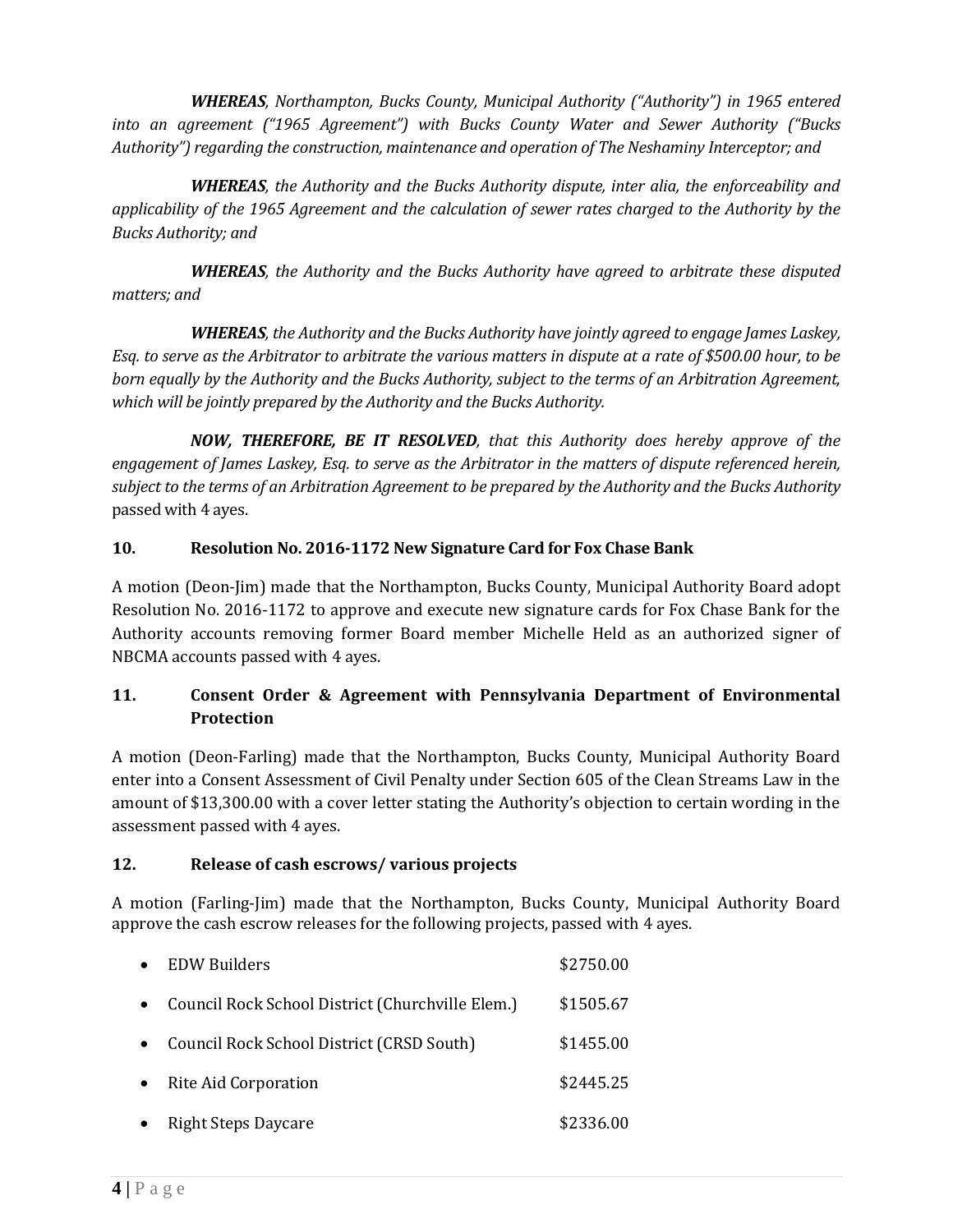***WHEREAS****, Northampton, Bucks County, Municipal Authority ("Authority") in 1965 entered into an agreement ("1965 Agreement") with Bucks County Water and Sewer Authority ("Bucks Authority") regarding the construction, maintenance and operation of The Neshaminy Interceptor; and*

***WHEREAS****, the Authority and the Bucks Authority dispute, inter alia, the enforceability and applicability of the 1965 Agreement and the calculation of sewer rates charged to the Authority by the Bucks Authority; and*

***WHEREAS****, the Authority and the Bucks Authority have agreed to arbitrate these disputed matters; and*

***WHEREAS****, the Authority and the Bucks Authority have jointly agreed to engage James Laskey, Esq. to serve as the Arbitrator to arbitrate the various matters in dispute at a rate of $500.00 hour, to be born equally by the Authority and the Bucks Authority, subject to the terms of an Arbitration Agreement, which will be jointly prepared by the Authority and the Bucks Authority.*

***NOW, THEREFORE, BE IT RESOLVED****, that this Authority does hereby approve of the engagement of James Laskey, Esq. to serve as the Arbitrator in the matters of dispute referenced herein, subject to the terms of an Arbitration Agreement to be prepared by the Authority and the Bucks Authority* passed with 4 ayes.

**10. Resolution No. 2016-1172 New Signature Card for Fox Chase Bank**

A motion (Deon-Jim) made that the Northampton, Bucks County, Municipal Authority Board adopt Resolution No. 2016-1172 to approve and execute new signature cards for Fox Chase Bank for the Authority accounts removing former Board member Michelle Held as an authorized signer of NBCMA accounts passed with 4 ayes.

**11. Consent Order & Agreement with Pennsylvania Department of Environmental Protection**

A motion (Deon-Farling) made that the Northampton, Bucks County, Municipal Authority Board enter into a Consent Assessment of Civil Penalty under Section 605 of the Clean Streams Law in the amount of $13,300.00 with a cover letter stating the Authority's objection to certain wording in the assessment passed with 4 ayes.

**12. Release of cash escrows/ various projects**

A motion (Farling-Jim) made that the Northampton, Bucks County, Municipal Authority Board approve the cash escrow releases for the following projects, passed with 4 ayes.

- EDW Builders $2750.00
- Council Rock School District (Churchville Elem.) $1505.67
- Council Rock School District (CRSD South) $1455.00
- Rite Aid Corporation $2445.25
- Right Steps Daycare $2336.00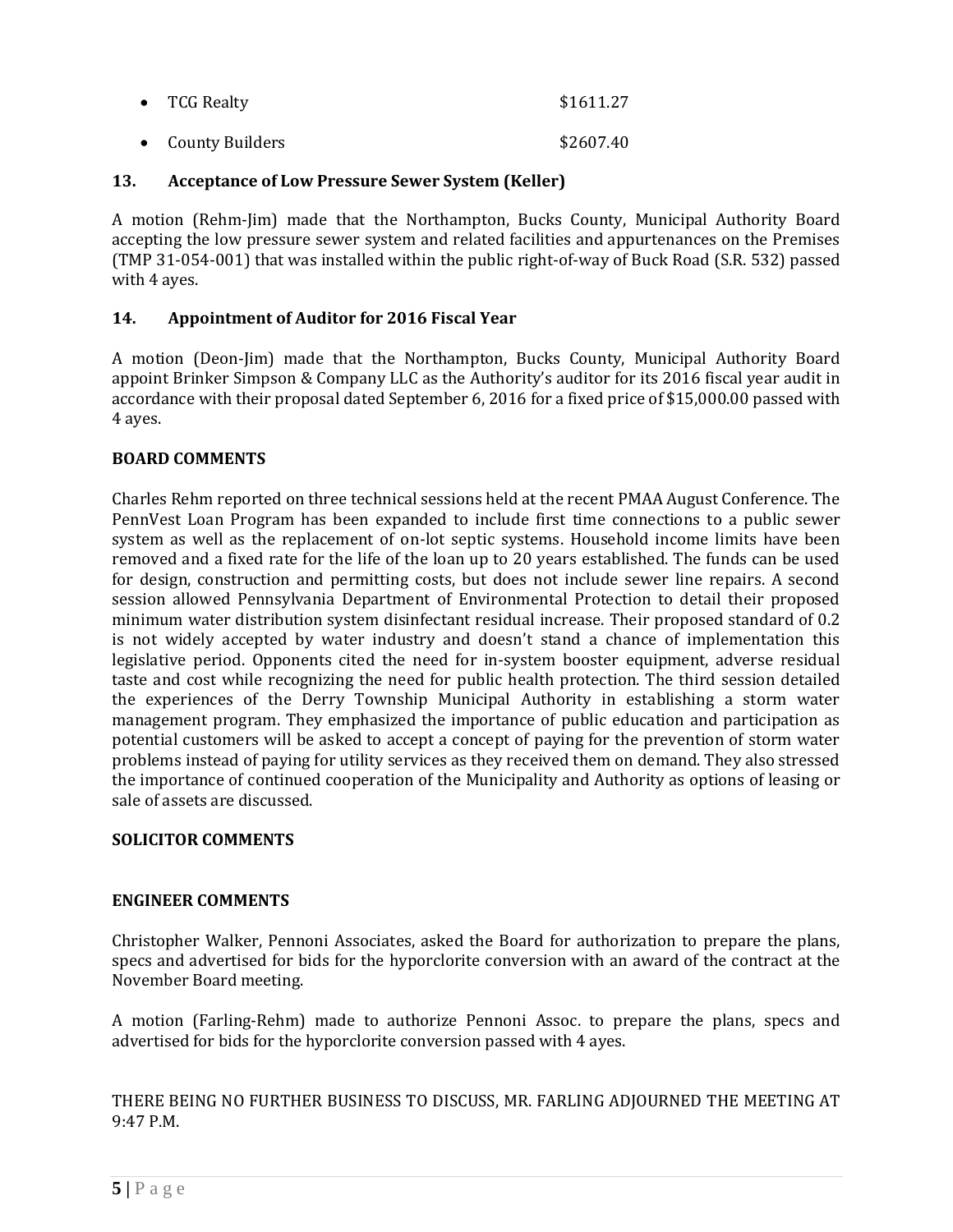- TCG Realty $1611.27
- County Builders $2607.40

**13. Acceptance of Low Pressure Sewer System (Keller)**

A motion (Rehm-Jim) made that the Northampton, Bucks County, Municipal Authority Board accepting the low pressure sewer system and related facilities and appurtenances on the Premises (TMP 31-054-001) that was installed within the public right-of-way of Buck Road (S.R. 532) passed with 4 ayes.

**14. Appointment of Auditor for 2016 Fiscal Year**

A motion (Deon-Jim) made that the Northampton, Bucks County, Municipal Authority Board appoint Brinker Simpson & Company LLC as the Authority's auditor for its 2016 fiscal year audit in accordance with their proposal dated September 6, 2016 for a fixed price of $15,000.00 passed with 4 ayes.

**BOARD COMMENTS**

Charles Rehm reported on three technical sessions held at the recent PMAA August Conference. The PennVest Loan Program has been expanded to include first time connections to a public sewer system as well as the replacement of on-lot septic systems. Household income limits have been removed and a fixed rate for the life of the loan up to 20 years established. The funds can be used for design, construction and permitting costs, but does not include sewer line repairs. A second session allowed Pennsylvania Department of Environmental Protection to detail their proposed minimum water distribution system disinfectant residual increase. Their proposed standard of 0.2 is not widely accepted by water industry and doesn't stand a chance of implementation this legislative period. Opponents cited the need for in-system booster equipment, adverse residual taste and cost while recognizing the need for public health protection. The third session detailed the experiences of the Derry Township Municipal Authority in establishing a storm water management program. They emphasized the importance of public education and participation as potential customers will be asked to accept a concept of paying for the prevention of storm water problems instead of paying for utility services as they received them on demand. They also stressed the importance of continued cooperation of the Municipality and Authority as options of leasing or sale of assets are discussed.

**SOLICITOR COMMENTS**

**ENGINEER COMMENTS**

Christopher Walker, Pennoni Associates, asked the Board for authorization to prepare the plans, specs and advertised for bids for the hyporclorite conversion with an award of the contract at the November Board meeting.

A motion (Farling-Rehm) made to authorize Pennoni Assoc. to prepare the plans, specs and advertised for bids for the hyporclorite conversion passed with 4 ayes.

THERE BEING NO FURTHER BUSINESS TO DISCUSS, MR. FARLING ADJOURNED THE MEETING AT 9:47 P.M.